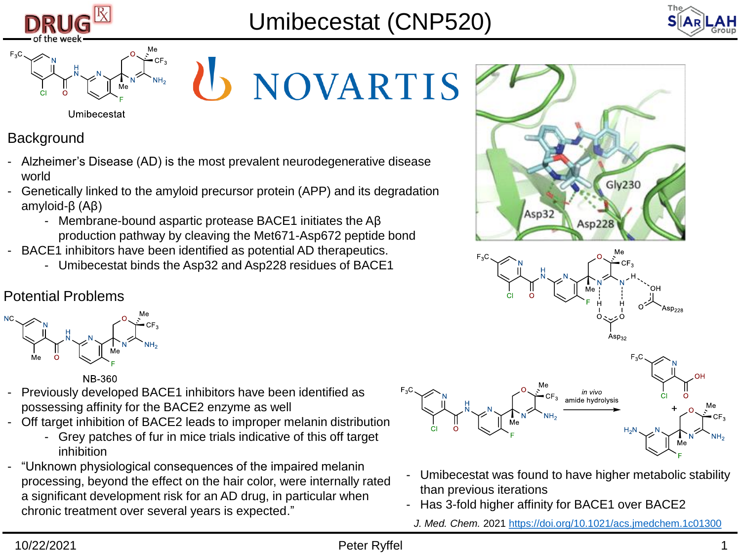# Umibecestat (CNP520)

Umibecestat

## Background

- Alzheimer's Disease (AD) is the most prevalent neurodegenerative disease world
- Genetically linked to the amyloid precursor protein (APP) and its degradation amyloid-β (Aβ)
  - Membrane-bound aspartic protease BACE1 initiates the Aβ production pathway by cleaving the Met671-Asp672 peptide bond
- BACE1 inhibitors have been identified as potential AD therapeutics.
  - Umibecestat binds the Asp32 and Asp228 residues of BACE1

## Potential Problems

NB-360

- Previously developed BACE1 inhibitors have been identified as possessing affinity for the BACE2 enzyme as well
- Off target inhibition of BACE2 leads to improper melanin distribution
  - Grey patches of fur in mice trials indicative of this off target inhibition
- "Unknown physiological consequences of the impaired melanin processing, beyond the effect on the hair color, were internally rated a significant development risk for an AD drug, in particular when chronic treatment over several years is expected."

*in vivo* amide hydrolysis

- Umibecestat was found to have higher metabolic stability than previous iterations
- Has 3-fold higher affinity for BACE1 over BACE2

*J. Med. Chem.* 2021 https://doi.org/10.1021/acs.jmedchem.1c01300

10/22/2021 Peter Ryffel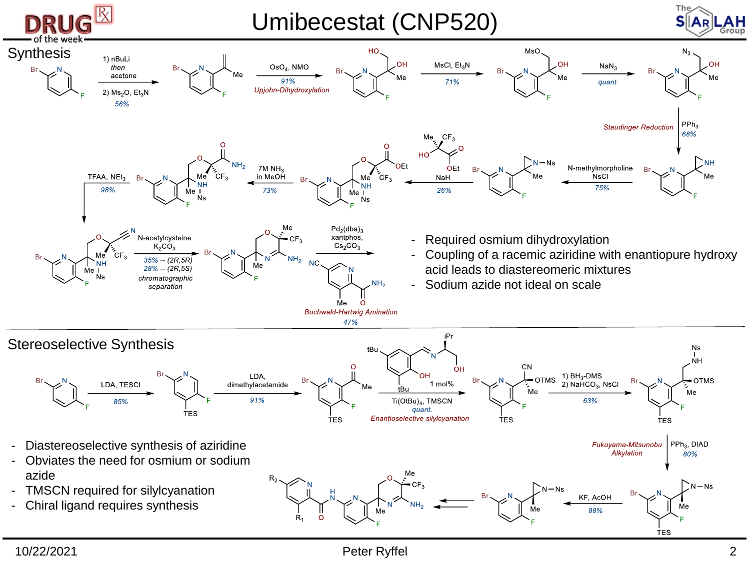# Umibecestat (CNP520)

## Synthesis

1) nBuLi *then* acetone
2) $Ms_2O$, $Et_3N$
56%

$OsO_4$, NMO
91%
*Upjohn-Dihydroxylation*

MsCl, $Et_3N$
71%

$NaN_3$
*quant.*

*Staudinger Reduction*
$PPh_3$
68%

N-methylmorpholine
NsCl
75%

NaH
26%

7M $NH_3$ in MeOH
73%

TFAA, $NEt_3$
98%

N-acetylcysteine
$K_2CO_3$
35% -- (2R,5R)
28% -- (2R,5S)
*chromatographic separation*

$Pd_2(dba)_3$
xantphos,
$Cs_2CO_3$
*Buchwald-Hartwig Amination*
47%

- Required osmium dihydroxylation
- Coupling of a racemic aziridine with enantiopure hydroxy acid leads to diastereomeric mixtures
- Sodium azide not ideal on scale

## Stereoselective Synthesis

LDA, TESCl
85%

LDA, dimethylacetamide
91%

1 mol%
$Ti(OtBu)_4$, TMSCN
*quant.*
*Enantioselective silylcyanation*

1) $BH_3$-DMS
2) $NaHCO_3$, NsCl
63%

*Fukuyama-Mitsunobu Alkylation*
$PPh_3$, DIAD
80%

KF, AcOH
88%

- Diastereoselective synthesis of aziridine
- Obviates the need for osmium or sodium azide
- TMSCN required for silylcyanation
- Chiral ligand requires synthesis

10/22/2021 Peter Ryffel